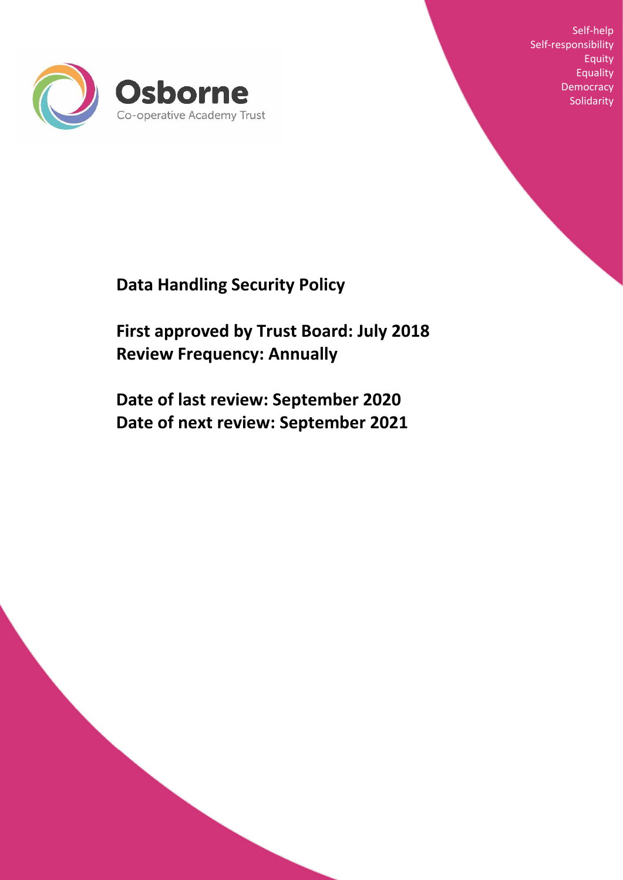Self-help
Self-responsibility
Equity
Equality
Democracy
Solidarity

Osborne
Co-operative Academy Trust

# Data Handling Security Policy

**First approved by Trust Board: July 2018**
**Review Frequency: Annually**

**Date of last review: September 2020**
**Date of next review: September 2021**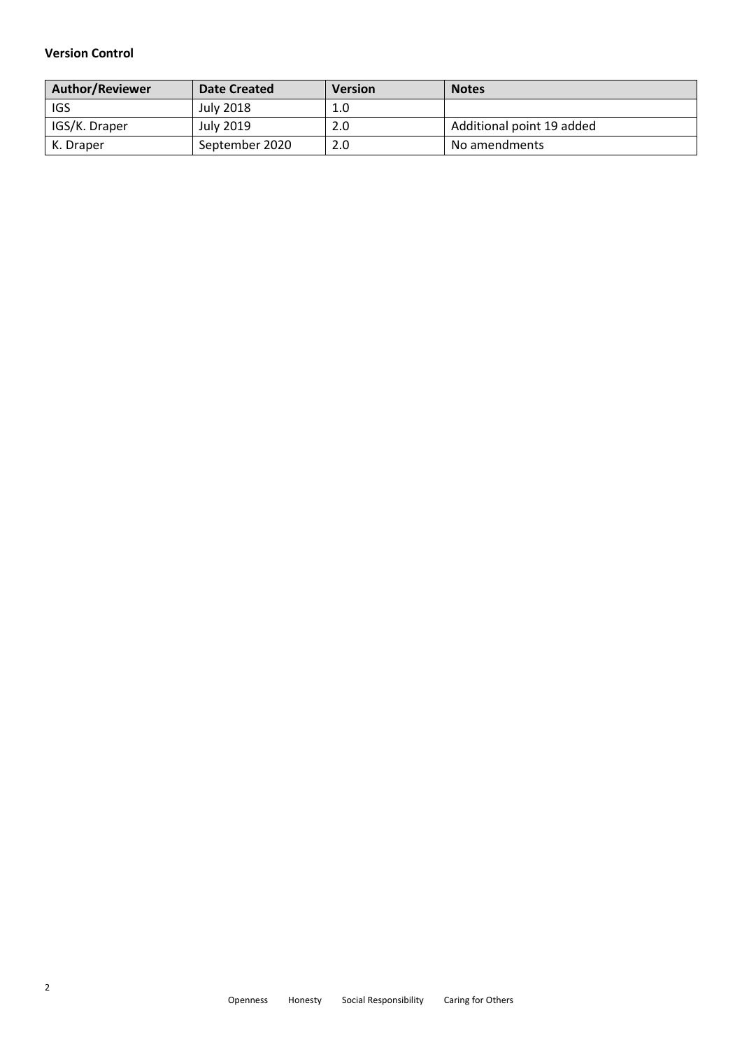**Version Control**

| Author/Reviewer | Date Created | Version | Notes |
|---|---|---|---|
| IGS | July 2018 | 1.0 | |
| IGS/K. Draper | July 2019 | 2.0 | Additional point 19 added |
| K. Draper | September 2020 | 2.0 | No amendments |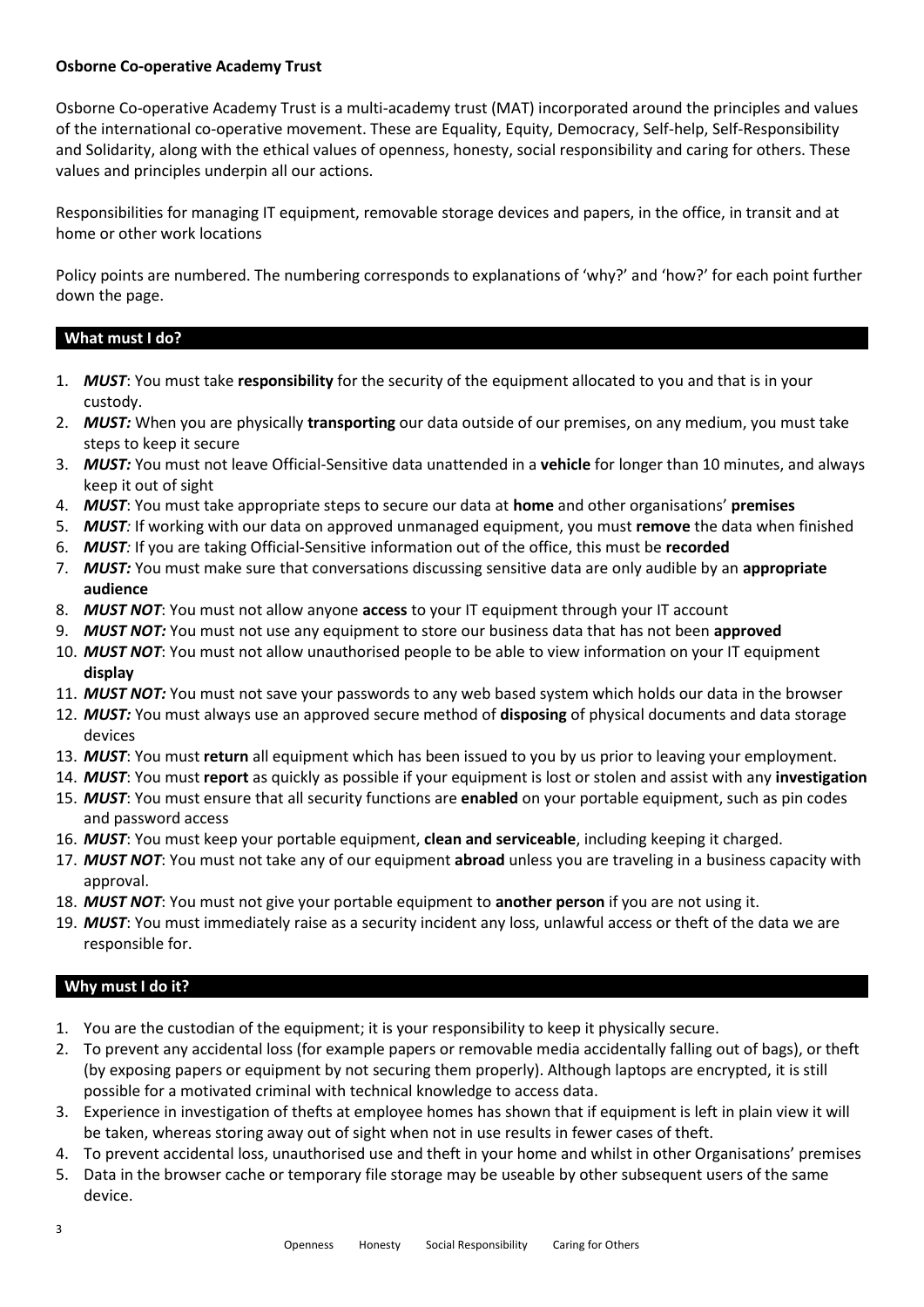**Osborne Co-operative Academy Trust**

Osborne Co-operative Academy Trust is a multi-academy trust (MAT) incorporated around the principles and values of the international co-operative movement. These are Equality, Equity, Democracy, Self-help, Self-Responsibility and Solidarity, along with the ethical values of openness, honesty, social responsibility and caring for others. These values and principles underpin all our actions.

Responsibilities for managing IT equipment, removable storage devices and papers, in the office, in transit and at home or other work locations

Policy points are numbered. The numbering corresponds to explanations of 'why?' and 'how?' for each point further down the page.

## What must I do?

1. ***MUST***: You must take **responsibility** for the security of the equipment allocated to you and that is in your custody.
2. ***MUST:*** When you are physically **transporting** our data outside of our premises, on any medium, you must take steps to keep it secure
3. ***MUST:*** You must not leave Official-Sensitive data unattended in a **vehicle** for longer than 10 minutes, and always keep it out of sight
4. ***MUST***: You must take appropriate steps to secure our data at **home** and other organisations' **premises**
5. ***MUST***: If working with our data on approved unmanaged equipment, you must **remove** the data when finished
6. ***MUST***: If you are taking Official-Sensitive information out of the office, this must be **recorded**
7. ***MUST:*** You must make sure that conversations discussing sensitive data are only audible by an **appropriate audience**
8. ***MUST NOT***: You must not allow anyone **access** to your IT equipment through your IT account
9. ***MUST NOT:*** You must not use any equipment to store our business data that has not been **approved**
10. ***MUST NOT***: You must not allow unauthorised people to be able to view information on your IT equipment **display**
11. ***MUST NOT:*** You must not save your passwords to any web based system which holds our data in the browser
12. ***MUST:*** You must always use an approved secure method of **disposing** of physical documents and data storage devices
13. ***MUST***: You must **return** all equipment which has been issued to you by us prior to leaving your employment.
14. ***MUST***: You must **report** as quickly as possible if your equipment is lost or stolen and assist with any **investigation**
15. ***MUST***: You must ensure that all security functions are **enabled** on your portable equipment, such as pin codes and password access
16. ***MUST***: You must keep your portable equipment, **clean and serviceable**, including keeping it charged.
17. ***MUST NOT***: You must not take any of our equipment **abroad** unless you are traveling in a business capacity with approval.
18. ***MUST NOT***: You must not give your portable equipment to **another person** if you are not using it.
19. ***MUST***: You must immediately raise as a security incident any loss, unlawful access or theft of the data we are responsible for.

## Why must I do it?

1. You are the custodian of the equipment; it is your responsibility to keep it physically secure.
2. To prevent any accidental loss (for example papers or removable media accidentally falling out of bags), or theft (by exposing papers or equipment by not securing them properly). Although laptops are encrypted, it is still possible for a motivated criminal with technical knowledge to access data.
3. Experience in investigation of thefts at employee homes has shown that if equipment is left in plain view it will be taken, whereas storing away out of sight when not in use results in fewer cases of theft.
4. To prevent accidental loss, unauthorised use and theft in your home and whilst in other Organisations' premises
5. Data in the browser cache or temporary file storage may be useable by other subsequent users of the same device.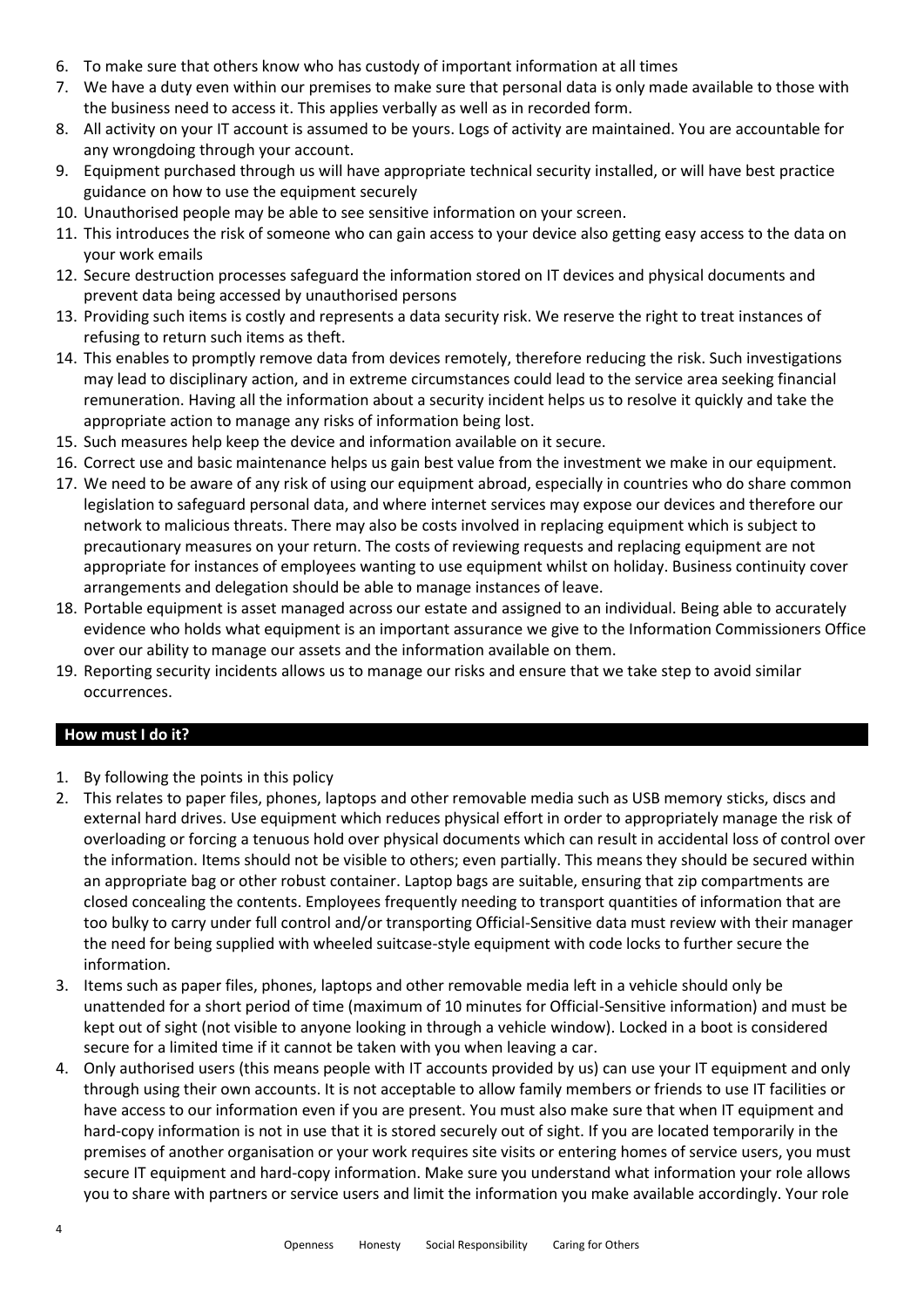6. To make sure that others know who has custody of important information at all times
7. We have a duty even within our premises to make sure that personal data is only made available to those with the business need to access it. This applies verbally as well as in recorded form.
8. All activity on your IT account is assumed to be yours. Logs of activity are maintained. You are accountable for any wrongdoing through your account.
9. Equipment purchased through us will have appropriate technical security installed, or will have best practice guidance on how to use the equipment securely
10. Unauthorised people may be able to see sensitive information on your screen.
11. This introduces the risk of someone who can gain access to your device also getting easy access to the data on your work emails
12. Secure destruction processes safeguard the information stored on IT devices and physical documents and prevent data being accessed by unauthorised persons
13. Providing such items is costly and represents a data security risk. We reserve the right to treat instances of refusing to return such items as theft.
14. This enables to promptly remove data from devices remotely, therefore reducing the risk. Such investigations may lead to disciplinary action, and in extreme circumstances could lead to the service area seeking financial remuneration. Having all the information about a security incident helps us to resolve it quickly and take the appropriate action to manage any risks of information being lost.
15. Such measures help keep the device and information available on it secure.
16. Correct use and basic maintenance helps us gain best value from the investment we make in our equipment.
17. We need to be aware of any risk of using our equipment abroad, especially in countries who do share common legislation to safeguard personal data, and where internet services may expose our devices and therefore our network to malicious threats. There may also be costs involved in replacing equipment which is subject to precautionary measures on your return. The costs of reviewing requests and replacing equipment are not appropriate for instances of employees wanting to use equipment whilst on holiday. Business continuity cover arrangements and delegation should be able to manage instances of leave.
18. Portable equipment is asset managed across our estate and assigned to an individual. Being able to accurately evidence who holds what equipment is an important assurance we give to the Information Commissioners Office over our ability to manage our assets and the information available on them.
19. Reporting security incidents allows us to manage our risks and ensure that we take step to avoid similar occurrences.

## How must I do it?

1. By following the points in this policy
2. This relates to paper files, phones, laptops and other removable media such as USB memory sticks, discs and external hard drives. Use equipment which reduces physical effort in order to appropriately manage the risk of overloading or forcing a tenuous hold over physical documents which can result in accidental loss of control over the information. Items should not be visible to others; even partially. This means they should be secured within an appropriate bag or other robust container. Laptop bags are suitable, ensuring that zip compartments are closed concealing the contents. Employees frequently needing to transport quantities of information that are too bulky to carry under full control and/or transporting Official-Sensitive data must review with their manager the need for being supplied with wheeled suitcase-style equipment with code locks to further secure the information.
3. Items such as paper files, phones, laptops and other removable media left in a vehicle should only be unattended for a short period of time (maximum of 10 minutes for Official-Sensitive information) and must be kept out of sight (not visible to anyone looking in through a vehicle window). Locked in a boot is considered secure for a limited time if it cannot be taken with you when leaving a car.
4. Only authorised users (this means people with IT accounts provided by us) can use your IT equipment and only through using their own accounts. It is not acceptable to allow family members or friends to use IT facilities or have access to our information even if you are present. You must also make sure that when IT equipment and hard-copy information is not in use that it is stored securely out of sight. If you are located temporarily in the premises of another organisation or your work requires site visits or entering homes of service users, you must secure IT equipment and hard-copy information. Make sure you understand what information your role allows you to share with partners or service users and limit the information you make available accordingly. Your role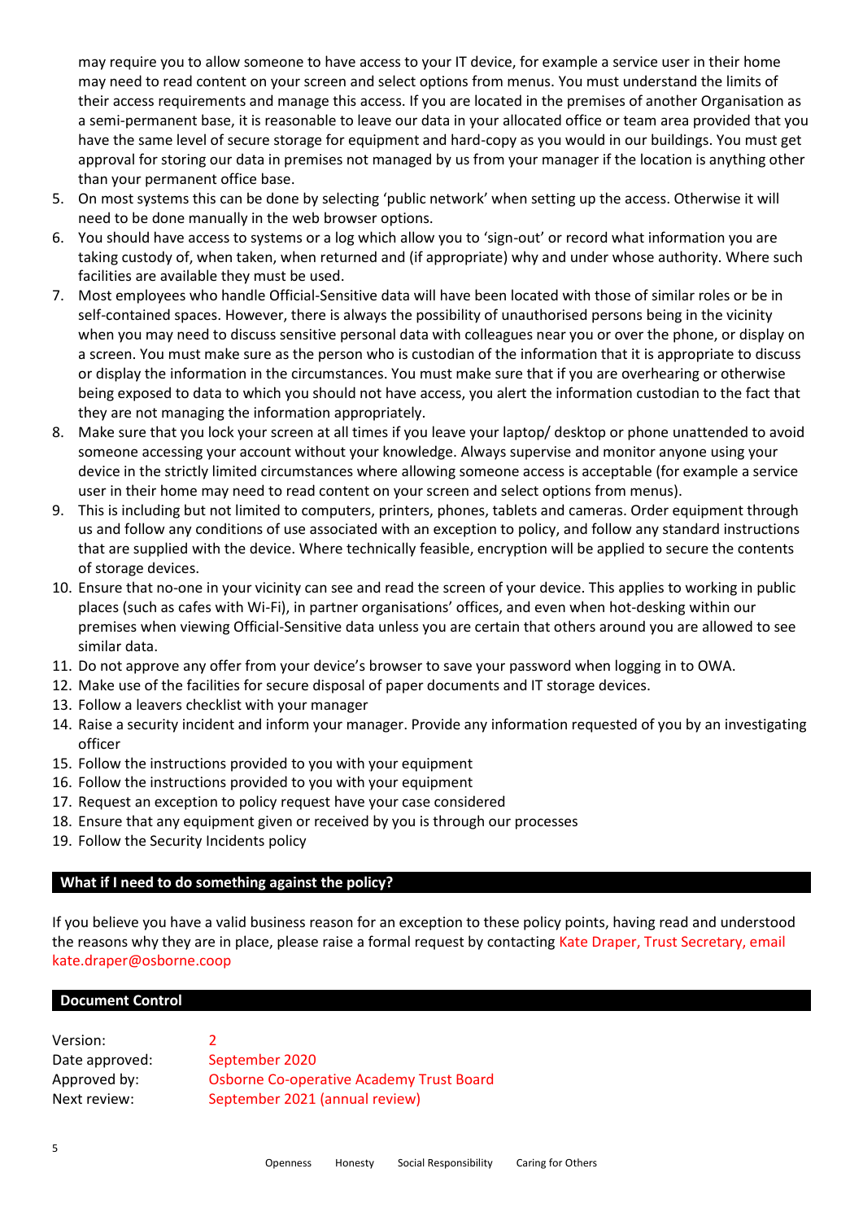may require you to allow someone to have access to your IT device, for example a service user in their home may need to read content on your screen and select options from menus. You must understand the limits of their access requirements and manage this access. If you are located in the premises of another Organisation as a semi-permanent base, it is reasonable to leave our data in your allocated office or team area provided that you have the same level of secure storage for equipment and hard-copy as you would in our buildings. You must get approval for storing our data in premises not managed by us from your manager if the location is anything other than your permanent office base.

5. On most systems this can be done by selecting 'public network' when setting up the access. Otherwise it will need to be done manually in the web browser options.
6. You should have access to systems or a log which allow you to 'sign-out' or record what information you are taking custody of, when taken, when returned and (if appropriate) why and under whose authority. Where such facilities are available they must be used.
7. Most employees who handle Official-Sensitive data will have been located with those of similar roles or be in self-contained spaces. However, there is always the possibility of unauthorised persons being in the vicinity when you may need to discuss sensitive personal data with colleagues near you or over the phone, or display on a screen. You must make sure as the person who is custodian of the information that it is appropriate to discuss or display the information in the circumstances. You must make sure that if you are overhearing or otherwise being exposed to data to which you should not have access, you alert the information custodian to the fact that they are not managing the information appropriately.
8. Make sure that you lock your screen at all times if you leave your laptop/ desktop or phone unattended to avoid someone accessing your account without your knowledge. Always supervise and monitor anyone using your device in the strictly limited circumstances where allowing someone access is acceptable (for example a service user in their home may need to read content on your screen and select options from menus).
9. This is including but not limited to computers, printers, phones, tablets and cameras. Order equipment through us and follow any conditions of use associated with an exception to policy, and follow any standard instructions that are supplied with the device. Where technically feasible, encryption will be applied to secure the contents of storage devices.
10. Ensure that no-one in your vicinity can see and read the screen of your device. This applies to working in public places (such as cafes with Wi-Fi), in partner organisations' offices, and even when hot-desking within our premises when viewing Official-Sensitive data unless you are certain that others around you are allowed to see similar data.
11. Do not approve any offer from your device's browser to save your password when logging in to OWA.
12. Make use of the facilities for secure disposal of paper documents and IT storage devices.
13. Follow a leavers checklist with your manager
14. Raise a security incident and inform your manager. Provide any information requested of you by an investigating officer
15. Follow the instructions provided to you with your equipment
16. Follow the instructions provided to you with your equipment
17. Request an exception to policy request have your case considered
18. Ensure that any equipment given or received by you is through our processes
19. Follow the Security Incidents policy

## What if I need to do something against the policy?

If you believe you have a valid business reason for an exception to these policy points, having read and understood the reasons why they are in place, please raise a formal request by contacting Kate Draper, Trust Secretary, email kate.draper@osborne.coop

## Document Control

| | |
|---|---|
| Version: | 2 |
| Date approved: | September 2020 |
| Approved by: | Osborne Co-operative Academy Trust Board |
| Next review: | September 2021 (annual review) |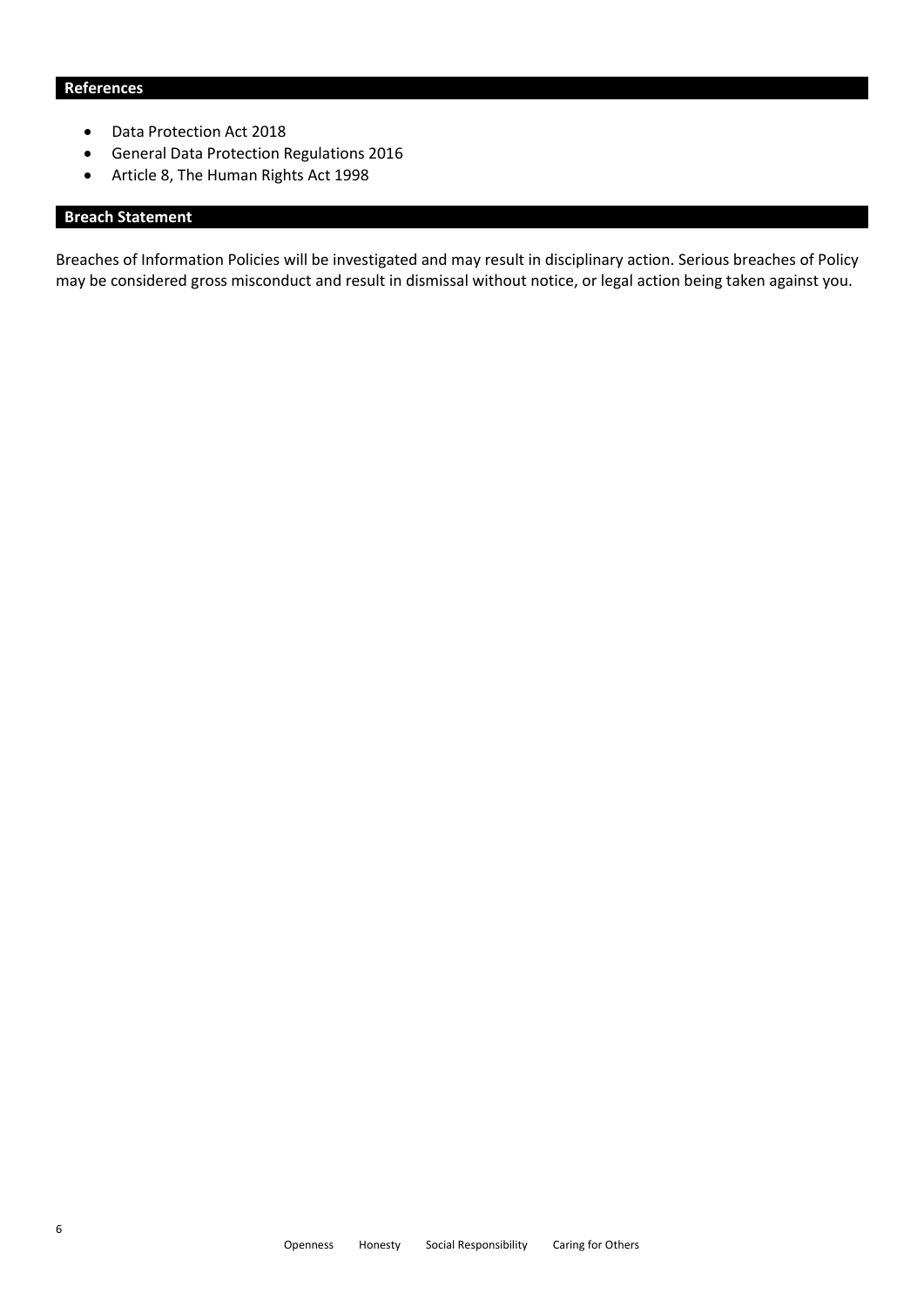## References

- Data Protection Act 2018
- General Data Protection Regulations 2016
- Article 8, The Human Rights Act 1998

## Breach Statement

Breaches of Information Policies will be investigated and may result in disciplinary action. Serious breaches of Policy may be considered gross misconduct and result in dismissal without notice, or legal action being taken against you.